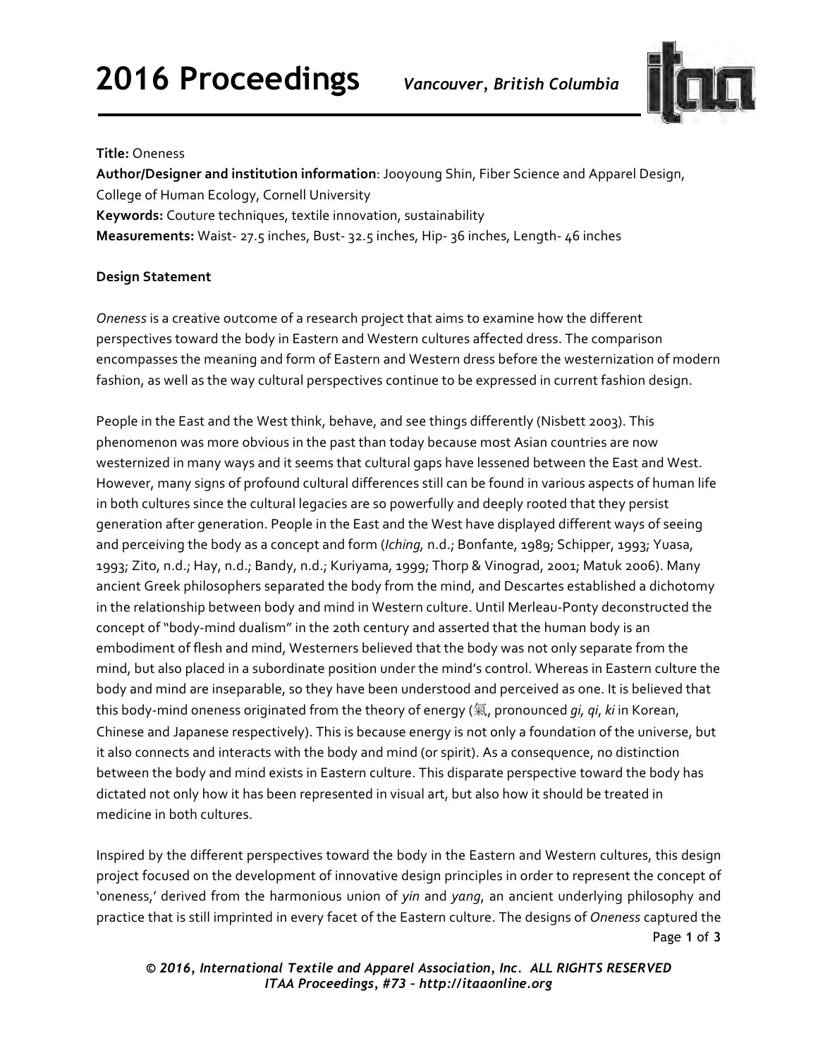**Title:** Oneness

**Author/Designer and institution information**: Jooyoung Shin, Fiber Science and Apparel Design, College of Human Ecology, Cornell University

**Keywords:** Couture techniques, textile innovation, sustainability

**Measurements:** Waist- 27.5 inches, Bust- 32.5 inches, Hip- 36 inches, Length- 46 inches

**Design Statement**

*Oneness* is a creative outcome of a research project that aims to examine how the different perspectives toward the body in Eastern and Western cultures affected dress. The comparison encompasses the meaning and form of Eastern and Western dress before the westernization of modern fashion, as well as the way cultural perspectives continue to be expressed in current fashion design.

People in the East and the West think, behave, and see things differently (Nisbett 2003). This phenomenon was more obvious in the past than today because most Asian countries are now westernized in many ways and it seems that cultural gaps have lessened between the East and West. However, many signs of profound cultural differences still can be found in various aspects of human life in both cultures since the cultural legacies are so powerfully and deeply rooted that they persist generation after generation. People in the East and the West have displayed different ways of seeing and perceiving the body as a concept and form (*Iching*, n.d.; Bonfante, 1989; Schipper, 1993; Yuasa, 1993; Zito, n.d.; Hay, n.d.; Bandy, n.d.; Kuriyama, 1999; Thorp & Vinograd, 2001; Matuk 2006). Many ancient Greek philosophers separated the body from the mind, and Descartes established a dichotomy in the relationship between body and mind in Western culture. Until Merleau-Ponty deconstructed the concept of "body-mind dualism" in the 20th century and asserted that the human body is an embodiment of flesh and mind, Westerners believed that the body was not only separate from the mind, but also placed in a subordinate position under the mind's control. Whereas in Eastern culture the body and mind are inseparable, so they have been understood and perceived as one. It is believed that this body-mind oneness originated from the theory of energy (氣, pronounced *gi, qi*, *ki* in Korean, Chinese and Japanese respectively). This is because energy is not only a foundation of the universe, but it also connects and interacts with the body and mind (or spirit). As a consequence, no distinction between the body and mind exists in Eastern culture. This disparate perspective toward the body has dictated not only how it has been represented in visual art, but also how it should be treated in medicine in both cultures.

Inspired by the different perspectives toward the body in the Eastern and Western cultures, this design project focused on the development of innovative design principles in order to represent the concept of 'oneness,' derived from the harmonious union of *yin* and *yang*, an ancient underlying philosophy and practice that is still imprinted in every facet of the Eastern culture. The designs of *Oneness* captured the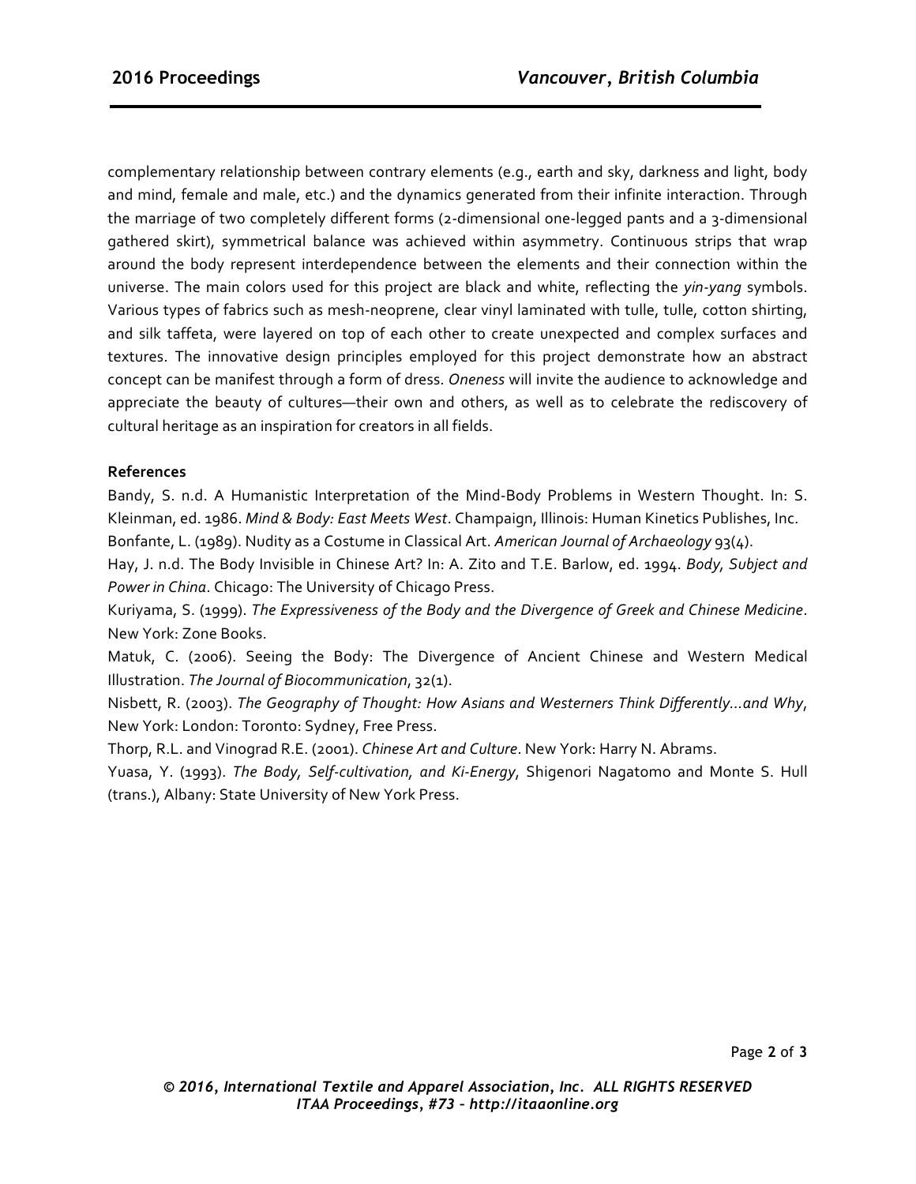complementary relationship between contrary elements (e.g., earth and sky, darkness and light, body and mind, female and male, etc.) and the dynamics generated from their infinite interaction. Through the marriage of two completely different forms (2-dimensional one-legged pants and a 3-dimensional gathered skirt), symmetrical balance was achieved within asymmetry. Continuous strips that wrap around the body represent interdependence between the elements and their connection within the universe. The main colors used for this project are black and white, reflecting the *yin-yang* symbols. Various types of fabrics such as mesh-neoprene, clear vinyl laminated with tulle, tulle, cotton shirting, and silk taffeta, were layered on top of each other to create unexpected and complex surfaces and textures. The innovative design principles employed for this project demonstrate how an abstract concept can be manifest through a form of dress. *Oneness* will invite the audience to acknowledge and appreciate the beauty of cultures—their own and others, as well as to celebrate the rediscovery of cultural heritage as an inspiration for creators in all fields.

**References**

Bandy, S. n.d. A Humanistic Interpretation of the Mind-Body Problems in Western Thought. In: S. Kleinman, ed. 1986. *Mind & Body: East Meets West*. Champaign, Illinois: Human Kinetics Publishes, Inc.

Bonfante, L. (1989). Nudity as a Costume in Classical Art. *American Journal of Archaeology* 93(4).

Hay, J. n.d. The Body Invisible in Chinese Art? In: A. Zito and T.E. Barlow, ed. 1994. *Body, Subject and Power in China*. Chicago: The University of Chicago Press.

Kuriyama, S. (1999). *The Expressiveness of the Body and the Divergence of Greek and Chinese Medicine*. New York: Zone Books.

Matuk, C. (2006). Seeing the Body: The Divergence of Ancient Chinese and Western Medical Illustration. *The Journal of Biocommunication*, 32(1).

Nisbett, R. (2003). *The Geography of Thought: How Asians and Westerners Think Differently…and Why*, New York: London: Toronto: Sydney, Free Press.

Thorp, R.L. and Vinograd R.E. (2001). *Chinese Art and Culture*. New York: Harry N. Abrams.

Yuasa, Y. (1993). *The Body, Self-cultivation, and Ki-Energy*, Shigenori Nagatomo and Monte S. Hull (trans.), Albany: State University of New York Press.